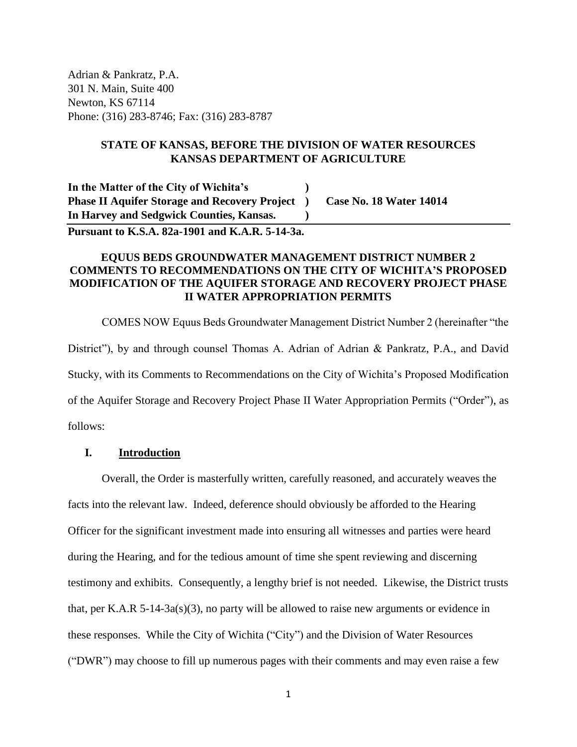Adrian & Pankratz, P.A.
301 N. Main, Suite 400
Newton, KS 67114
Phone: (316) 283-8746; Fax: (316) 283-8787

**STATE OF KANSAS, BEFORE THE DIVISION OF WATER RESOURCES**
**KANSAS DEPARTMENT OF AGRICULTURE**

| | | |
|---|---|---|
| **In the Matter of the City of Wichita's** | **)** | |
| **Phase II Aquifer Storage and Recovery Project** | **)** | **Case No. 18 Water 14014** |
| **In Harvey and Sedgwick Counties, Kansas.** | **)** | |

**Pursuant to K.S.A. 82a-1901 and K.A.R. 5-14-3a.**

**EQUUS BEDS GROUNDWATER MANAGEMENT DISTRICT NUMBER 2 COMMENTS TO RECOMMENDATIONS ON THE CITY OF WICHITA'S PROPOSED MODIFICATION OF THE AQUIFER STORAGE AND RECOVERY PROJECT PHASE II WATER APPROPRIATION PERMITS**

COMES NOW Equus Beds Groundwater Management District Number 2 (hereinafter "the District"), by and through counsel Thomas A. Adrian of Adrian & Pankratz, P.A., and David Stucky, with its Comments to Recommendations on the City of Wichita's Proposed Modification of the Aquifer Storage and Recovery Project Phase II Water Appropriation Permits ("Order"), as follows:

## I. Introduction

Overall, the Order is masterfully written, carefully reasoned, and accurately weaves the facts into the relevant law. Indeed, deference should obviously be afforded to the Hearing Officer for the significant investment made into ensuring all witnesses and parties were heard during the Hearing, and for the tedious amount of time she spent reviewing and discerning testimony and exhibits. Consequently, a lengthy brief is not needed. Likewise, the District trusts that, per K.A.R 5-14-3a(s)(3), no party will be allowed to raise new arguments or evidence in these responses. While the City of Wichita ("City") and the Division of Water Resources ("DWR") may choose to fill up numerous pages with their comments and may even raise a few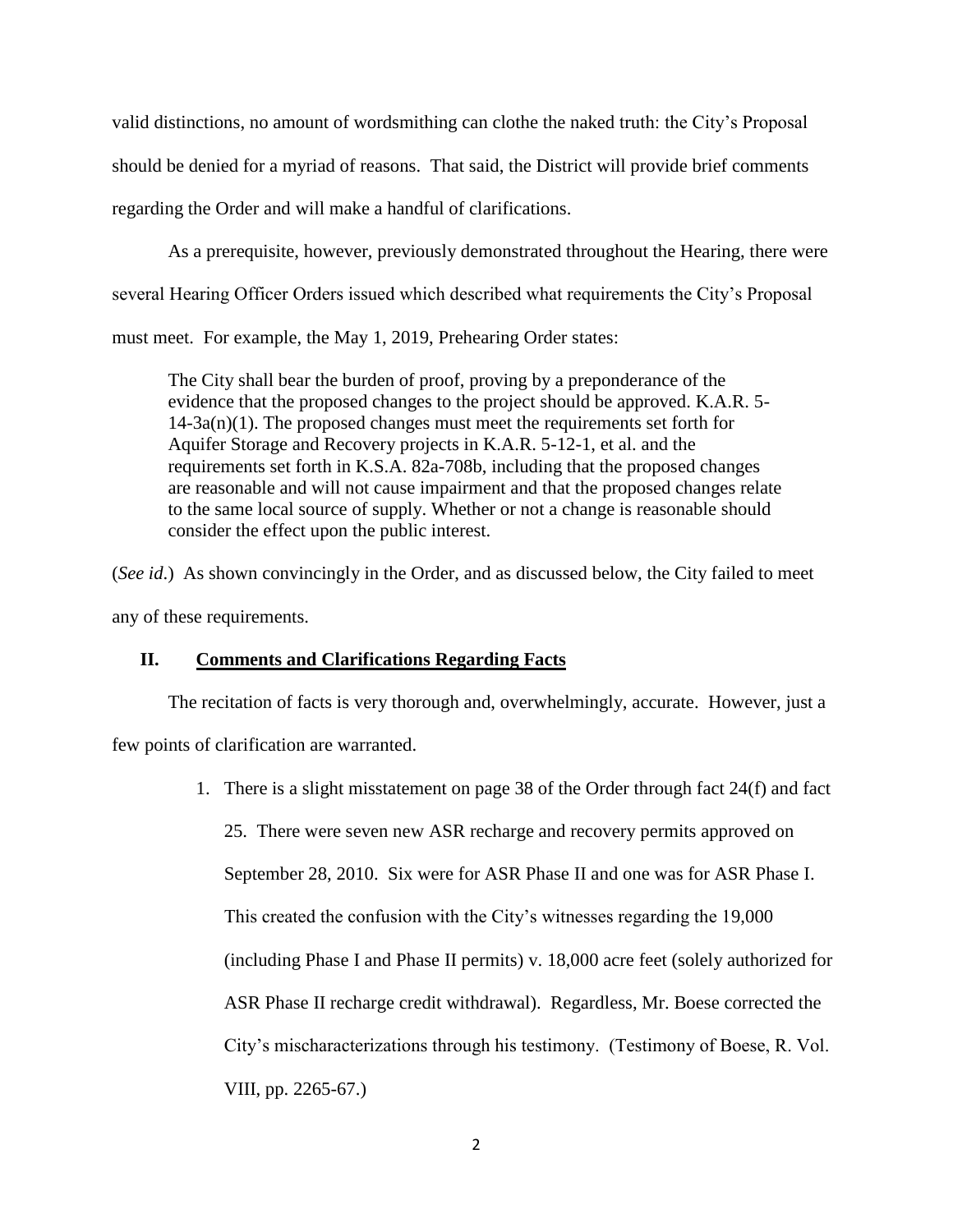valid distinctions, no amount of wordsmithing can clothe the naked truth: the City's Proposal should be denied for a myriad of reasons. That said, the District will provide brief comments regarding the Order and will make a handful of clarifications.

As a prerequisite, however, previously demonstrated throughout the Hearing, there were several Hearing Officer Orders issued which described what requirements the City's Proposal must meet. For example, the May 1, 2019, Prehearing Order states:

> The City shall bear the burden of proof, proving by a preponderance of the evidence that the proposed changes to the project should be approved. K.A.R. 5-14-3a(n)(1). The proposed changes must meet the requirements set forth for Aquifer Storage and Recovery projects in K.A.R. 5-12-1, et al. and the requirements set forth in K.S.A. 82a-708b, including that the proposed changes are reasonable and will not cause impairment and that the proposed changes relate to the same local source of supply. Whether or not a change is reasonable should consider the effect upon the public interest.

(*See id.*) As shown convincingly in the Order, and as discussed below, the City failed to meet any of these requirements.

## II. Comments and Clarifications Regarding Facts

The recitation of facts is very thorough and, overwhelmingly, accurate. However, just a few points of clarification are warranted.

1. There is a slight misstatement on page 38 of the Order through fact 24(f) and fact 25. There were seven new ASR recharge and recovery permits approved on September 28, 2010. Six were for ASR Phase II and one was for ASR Phase I. This created the confusion with the City's witnesses regarding the 19,000 (including Phase I and Phase II permits) v. 18,000 acre feet (solely authorized for ASR Phase II recharge credit withdrawal). Regardless, Mr. Boese corrected the City's mischaracterizations through his testimony. (Testimony of Boese, R. Vol. VIII, pp. 2265-67.)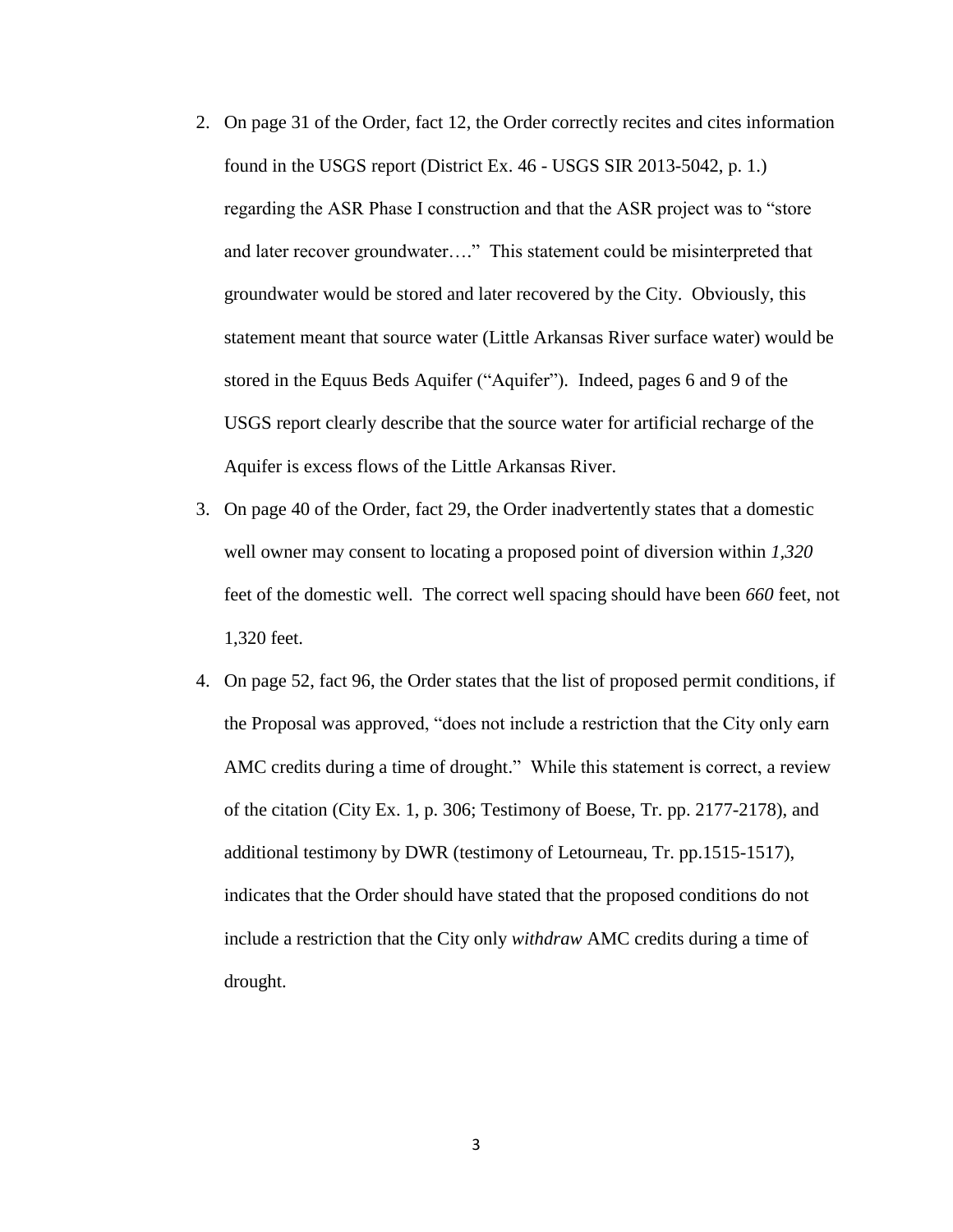2. On page 31 of the Order, fact 12, the Order correctly recites and cites information found in the USGS report (District Ex. 46 - USGS SIR 2013-5042, p. 1.) regarding the ASR Phase I construction and that the ASR project was to "store and later recover groundwater…." This statement could be misinterpreted that groundwater would be stored and later recovered by the City. Obviously, this statement meant that source water (Little Arkansas River surface water) would be stored in the Equus Beds Aquifer ("Aquifer"). Indeed, pages 6 and 9 of the USGS report clearly describe that the source water for artificial recharge of the Aquifer is excess flows of the Little Arkansas River.

3. On page 40 of the Order, fact 29, the Order inadvertently states that a domestic well owner may consent to locating a proposed point of diversion within *1,320* feet of the domestic well. The correct well spacing should have been *660* feet, not 1,320 feet.

4. On page 52, fact 96, the Order states that the list of proposed permit conditions, if the Proposal was approved, "does not include a restriction that the City only earn AMC credits during a time of drought." While this statement is correct, a review of the citation (City Ex. 1, p. 306; Testimony of Boese, Tr. pp. 2177-2178), and additional testimony by DWR (testimony of Letourneau, Tr. pp.1515-1517), indicates that the Order should have stated that the proposed conditions do not include a restriction that the City only *withdraw* AMC credits during a time of drought.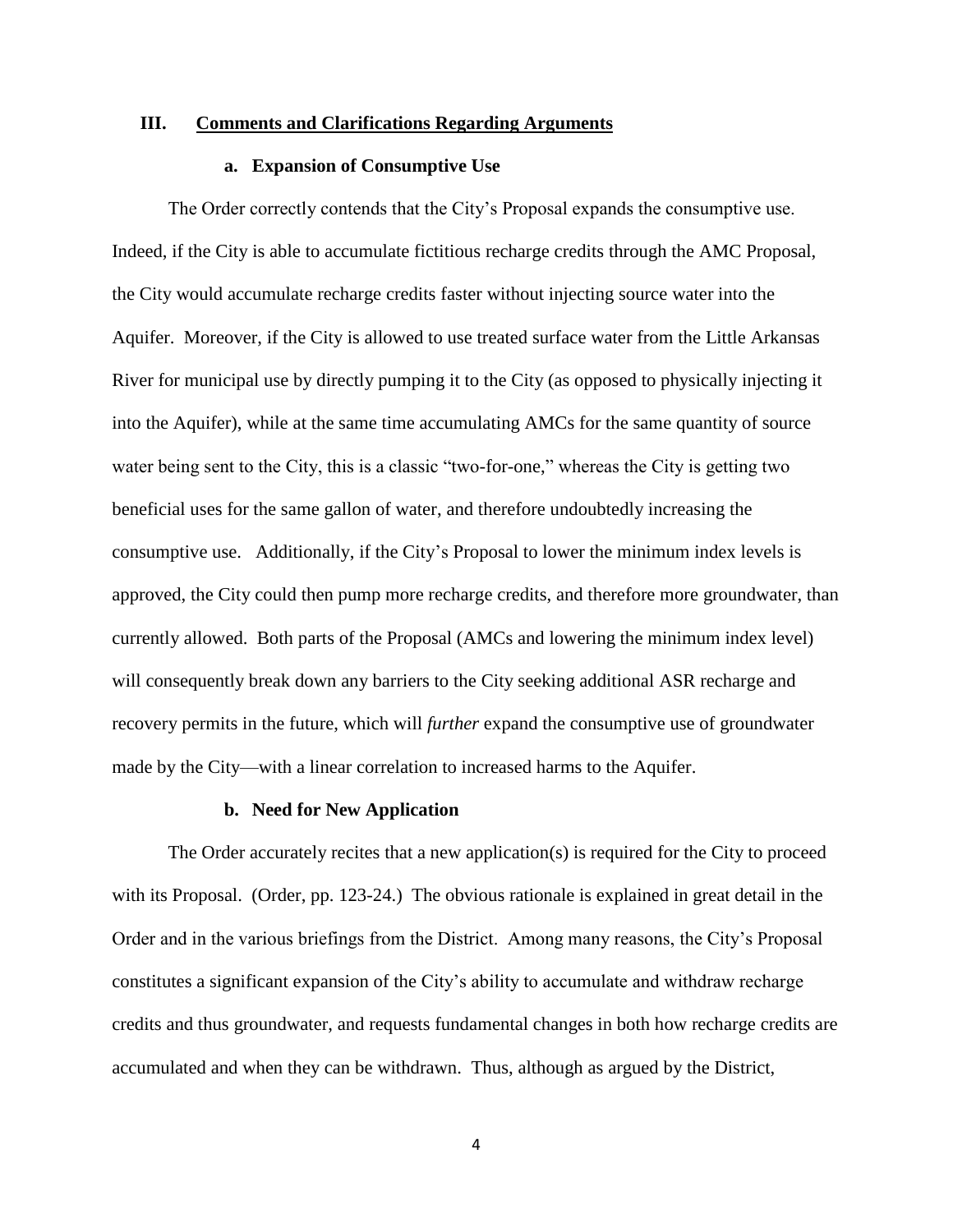## III. Comments and Clarifications Regarding Arguments

### a. Expansion of Consumptive Use

The Order correctly contends that the City's Proposal expands the consumptive use. Indeed, if the City is able to accumulate fictitious recharge credits through the AMC Proposal, the City would accumulate recharge credits faster without injecting source water into the Aquifer. Moreover, if the City is allowed to use treated surface water from the Little Arkansas River for municipal use by directly pumping it to the City (as opposed to physically injecting it into the Aquifer), while at the same time accumulating AMCs for the same quantity of source water being sent to the City, this is a classic "two-for-one," whereas the City is getting two beneficial uses for the same gallon of water, and therefore undoubtedly increasing the consumptive use. Additionally, if the City's Proposal to lower the minimum index levels is approved, the City could then pump more recharge credits, and therefore more groundwater, than currently allowed. Both parts of the Proposal (AMCs and lowering the minimum index level) will consequently break down any barriers to the City seeking additional ASR recharge and recovery permits in the future, which will *further* expand the consumptive use of groundwater made by the City—with a linear correlation to increased harms to the Aquifer.

### b. Need for New Application

The Order accurately recites that a new application(s) is required for the City to proceed with its Proposal. (Order, pp. 123-24.) The obvious rationale is explained in great detail in the Order and in the various briefings from the District. Among many reasons, the City's Proposal constitutes a significant expansion of the City's ability to accumulate and withdraw recharge credits and thus groundwater, and requests fundamental changes in both how recharge credits are accumulated and when they can be withdrawn. Thus, although as argued by the District,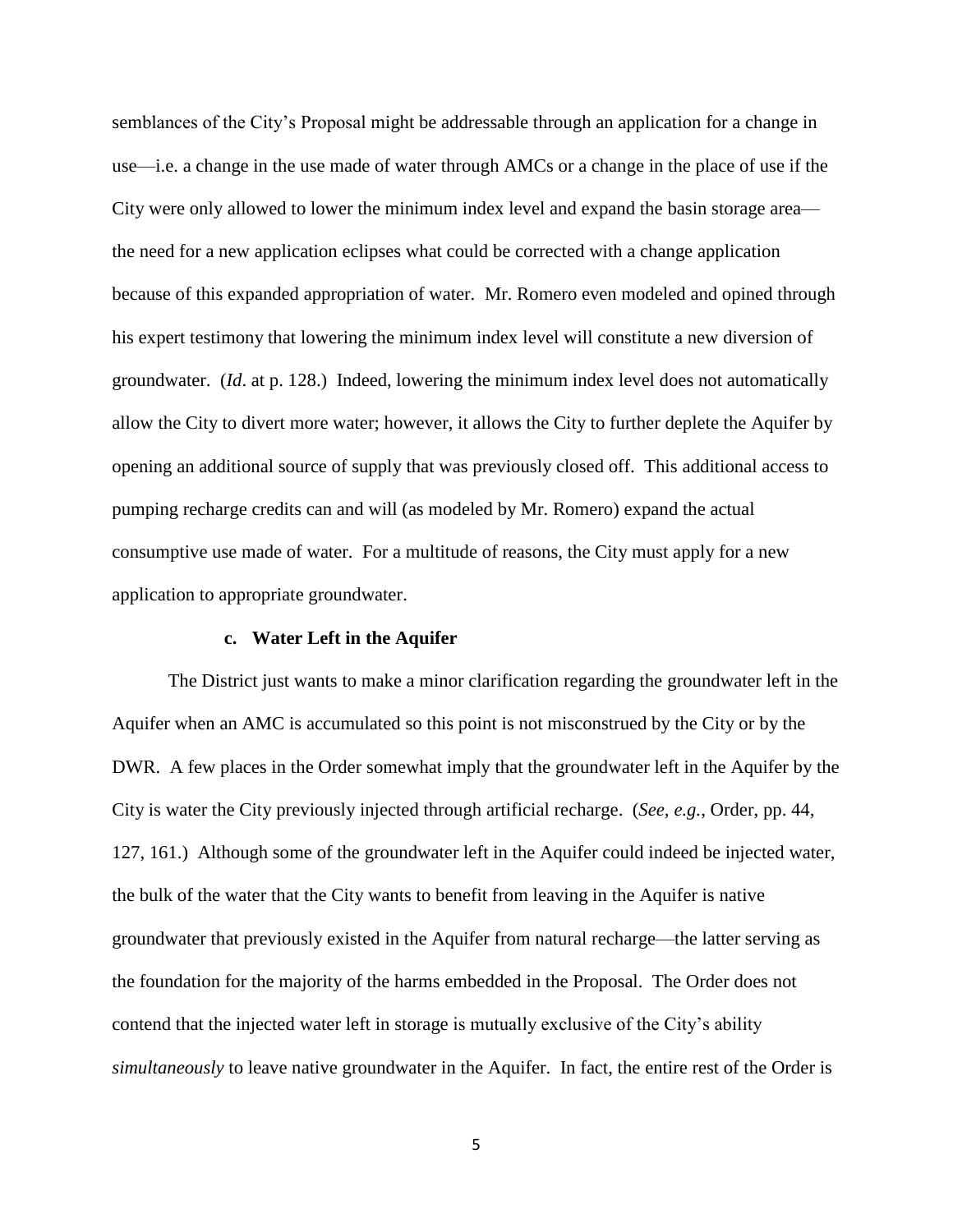semblances of the City's Proposal might be addressable through an application for a change in use—i.e. a change in the use made of water through AMCs or a change in the place of use if the City were only allowed to lower the minimum index level and expand the basin storage area—the need for a new application eclipses what could be corrected with a change application because of this expanded appropriation of water. Mr. Romero even modeled and opined through his expert testimony that lowering the minimum index level will constitute a new diversion of groundwater. (*Id*. at p. 128.) Indeed, lowering the minimum index level does not automatically allow the City to divert more water; however, it allows the City to further deplete the Aquifer by opening an additional source of supply that was previously closed off. This additional access to pumping recharge credits can and will (as modeled by Mr. Romero) expand the actual consumptive use made of water. For a multitude of reasons, the City must apply for a new application to appropriate groundwater.

**c. Water Left in the Aquifer**

The District just wants to make a minor clarification regarding the groundwater left in the Aquifer when an AMC is accumulated so this point is not misconstrued by the City or by the DWR. A few places in the Order somewhat imply that the groundwater left in the Aquifer by the City is water the City previously injected through artificial recharge. (*See, e.g.*, Order, pp. 44, 127, 161.) Although some of the groundwater left in the Aquifer could indeed be injected water, the bulk of the water that the City wants to benefit from leaving in the Aquifer is native groundwater that previously existed in the Aquifer from natural recharge—the latter serving as the foundation for the majority of the harms embedded in the Proposal. The Order does not contend that the injected water left in storage is mutually exclusive of the City's ability *simultaneously* to leave native groundwater in the Aquifer. In fact, the entire rest of the Order is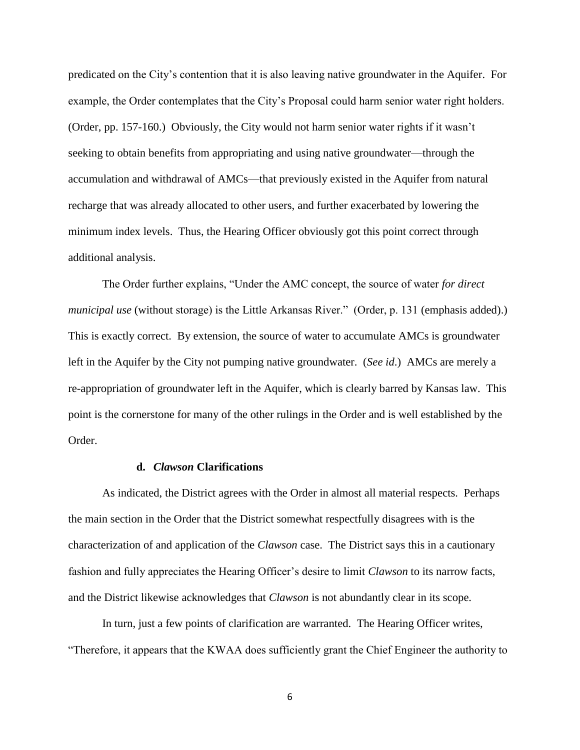predicated on the City's contention that it is also leaving native groundwater in the Aquifer. For example, the Order contemplates that the City's Proposal could harm senior water right holders. (Order, pp. 157-160.) Obviously, the City would not harm senior water rights if it wasn't seeking to obtain benefits from appropriating and using native groundwater—through the accumulation and withdrawal of AMCs—that previously existed in the Aquifer from natural recharge that was already allocated to other users, and further exacerbated by lowering the minimum index levels. Thus, the Hearing Officer obviously got this point correct through additional analysis.

The Order further explains, "Under the AMC concept, the source of water *for direct municipal use* (without storage) is the Little Arkansas River." (Order, p. 131 (emphasis added).) This is exactly correct. By extension, the source of water to accumulate AMCs is groundwater left in the Aquifer by the City not pumping native groundwater. (*See id*.) AMCs are merely a re-appropriation of groundwater left in the Aquifer, which is clearly barred by Kansas law. This point is the cornerstone for many of the other rulings in the Order and is well established by the Order.

#### d. *Clawson* Clarifications

As indicated, the District agrees with the Order in almost all material respects. Perhaps the main section in the Order that the District somewhat respectfully disagrees with is the characterization of and application of the *Clawson* case. The District says this in a cautionary fashion and fully appreciates the Hearing Officer's desire to limit *Clawson* to its narrow facts, and the District likewise acknowledges that *Clawson* is not abundantly clear in its scope.

In turn, just a few points of clarification are warranted. The Hearing Officer writes, "Therefore, it appears that the KWAA does sufficiently grant the Chief Engineer the authority to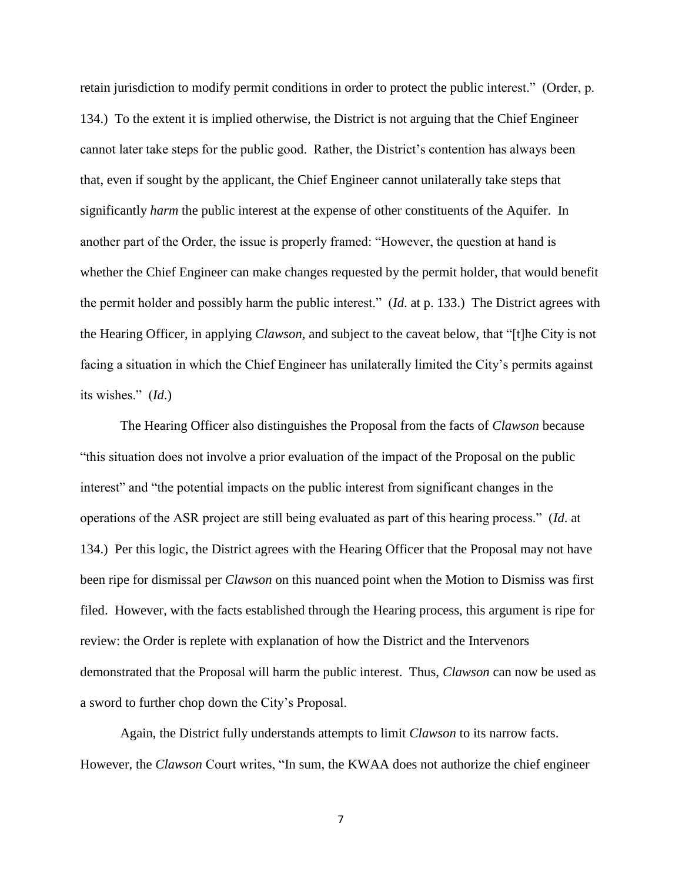retain jurisdiction to modify permit conditions in order to protect the public interest." (Order, p. 134.) To the extent it is implied otherwise, the District is not arguing that the Chief Engineer cannot later take steps for the public good. Rather, the District's contention has always been that, even if sought by the applicant, the Chief Engineer cannot unilaterally take steps that significantly *harm* the public interest at the expense of other constituents of the Aquifer. In another part of the Order, the issue is properly framed: "However, the question at hand is whether the Chief Engineer can make changes requested by the permit holder, that would benefit the permit holder and possibly harm the public interest." (*Id*. at p. 133.) The District agrees with the Hearing Officer, in applying *Clawson*, and subject to the caveat below, that "[t]he City is not facing a situation in which the Chief Engineer has unilaterally limited the City's permits against its wishes." (*Id*.)

The Hearing Officer also distinguishes the Proposal from the facts of *Clawson* because "this situation does not involve a prior evaluation of the impact of the Proposal on the public interest" and "the potential impacts on the public interest from significant changes in the operations of the ASR project are still being evaluated as part of this hearing process." (*Id*. at 134.) Per this logic, the District agrees with the Hearing Officer that the Proposal may not have been ripe for dismissal per *Clawson* on this nuanced point when the Motion to Dismiss was first filed. However, with the facts established through the Hearing process, this argument is ripe for review: the Order is replete with explanation of how the District and the Intervenors demonstrated that the Proposal will harm the public interest. Thus, *Clawson* can now be used as a sword to further chop down the City's Proposal.

Again, the District fully understands attempts to limit *Clawson* to its narrow facts. However, the *Clawson* Court writes, "In sum, the KWAA does not authorize the chief engineer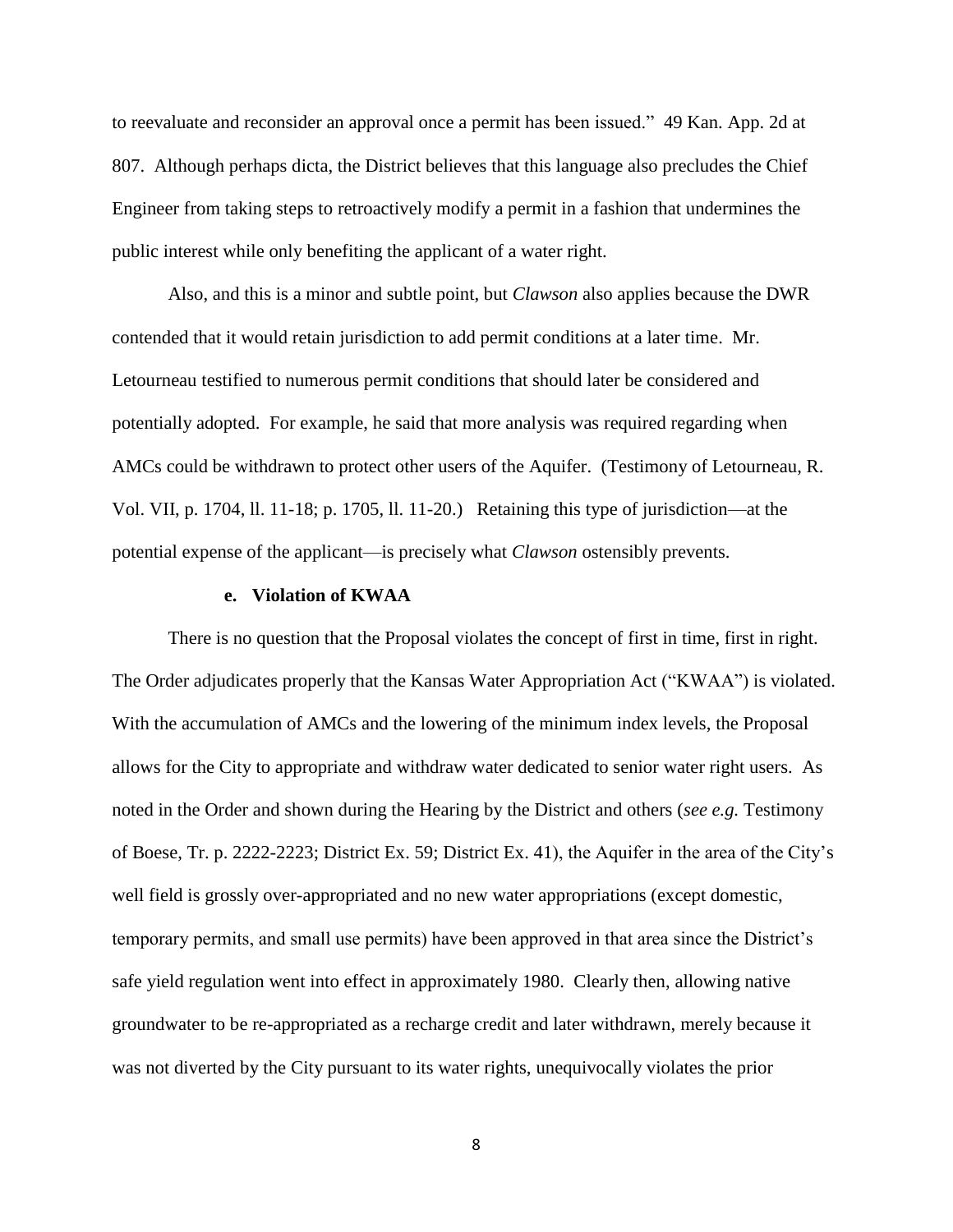to reevaluate and reconsider an approval once a permit has been issued." 49 Kan. App. 2d at 807. Although perhaps dicta, the District believes that this language also precludes the Chief Engineer from taking steps to retroactively modify a permit in a fashion that undermines the public interest while only benefiting the applicant of a water right.

Also, and this is a minor and subtle point, but *Clawson* also applies because the DWR contended that it would retain jurisdiction to add permit conditions at a later time. Mr. Letourneau testified to numerous permit conditions that should later be considered and potentially adopted. For example, he said that more analysis was required regarding when AMCs could be withdrawn to protect other users of the Aquifer. (Testimony of Letourneau, R. Vol. VII, p. 1704, ll. 11-18; p. 1705, ll. 11-20.) Retaining this type of jurisdiction—at the potential expense of the applicant—is precisely what *Clawson* ostensibly prevents.

**e. Violation of KWAA**

There is no question that the Proposal violates the concept of first in time, first in right. The Order adjudicates properly that the Kansas Water Appropriation Act ("KWAA") is violated. With the accumulation of AMCs and the lowering of the minimum index levels, the Proposal allows for the City to appropriate and withdraw water dedicated to senior water right users. As noted in the Order and shown during the Hearing by the District and others (*see e.g.* Testimony of Boese, Tr. p. 2222-2223; District Ex. 59; District Ex. 41), the Aquifer in the area of the City's well field is grossly over-appropriated and no new water appropriations (except domestic, temporary permits, and small use permits) have been approved in that area since the District's safe yield regulation went into effect in approximately 1980. Clearly then, allowing native groundwater to be re-appropriated as a recharge credit and later withdrawn, merely because it was not diverted by the City pursuant to its water rights, unequivocally violates the prior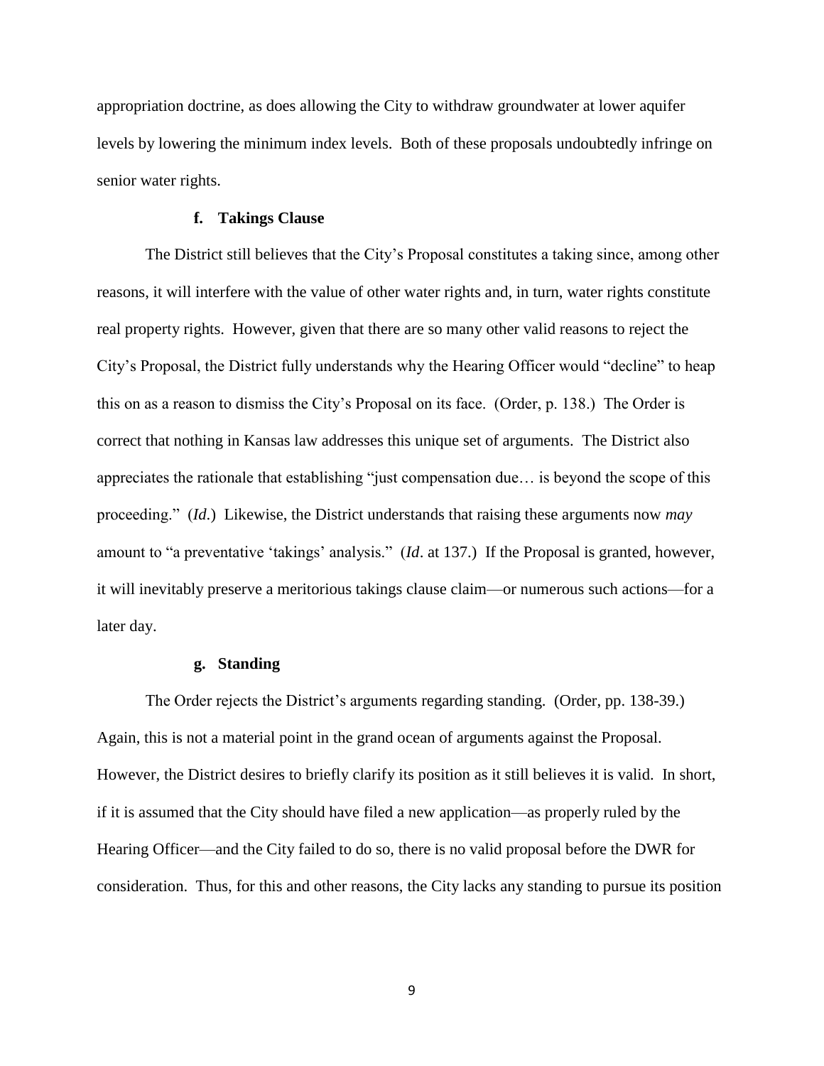appropriation doctrine, as does allowing the City to withdraw groundwater at lower aquifer levels by lowering the minimum index levels. Both of these proposals undoubtedly infringe on senior water rights.

#### f. Takings Clause

The District still believes that the City's Proposal constitutes a taking since, among other reasons, it will interfere with the value of other water rights and, in turn, water rights constitute real property rights. However, given that there are so many other valid reasons to reject the City's Proposal, the District fully understands why the Hearing Officer would "decline" to heap this on as a reason to dismiss the City's Proposal on its face. (Order, p. 138.) The Order is correct that nothing in Kansas law addresses this unique set of arguments. The District also appreciates the rationale that establishing "just compensation due… is beyond the scope of this proceeding." (*Id*.) Likewise, the District understands that raising these arguments now *may* amount to "a preventative 'takings' analysis." (*Id*. at 137.) If the Proposal is granted, however, it will inevitably preserve a meritorious takings clause claim—or numerous such actions—for a later day.

#### g. Standing

The Order rejects the District's arguments regarding standing. (Order, pp. 138-39.) Again, this is not a material point in the grand ocean of arguments against the Proposal. However, the District desires to briefly clarify its position as it still believes it is valid. In short, if it is assumed that the City should have filed a new application—as properly ruled by the Hearing Officer—and the City failed to do so, there is no valid proposal before the DWR for consideration. Thus, for this and other reasons, the City lacks any standing to pursue its position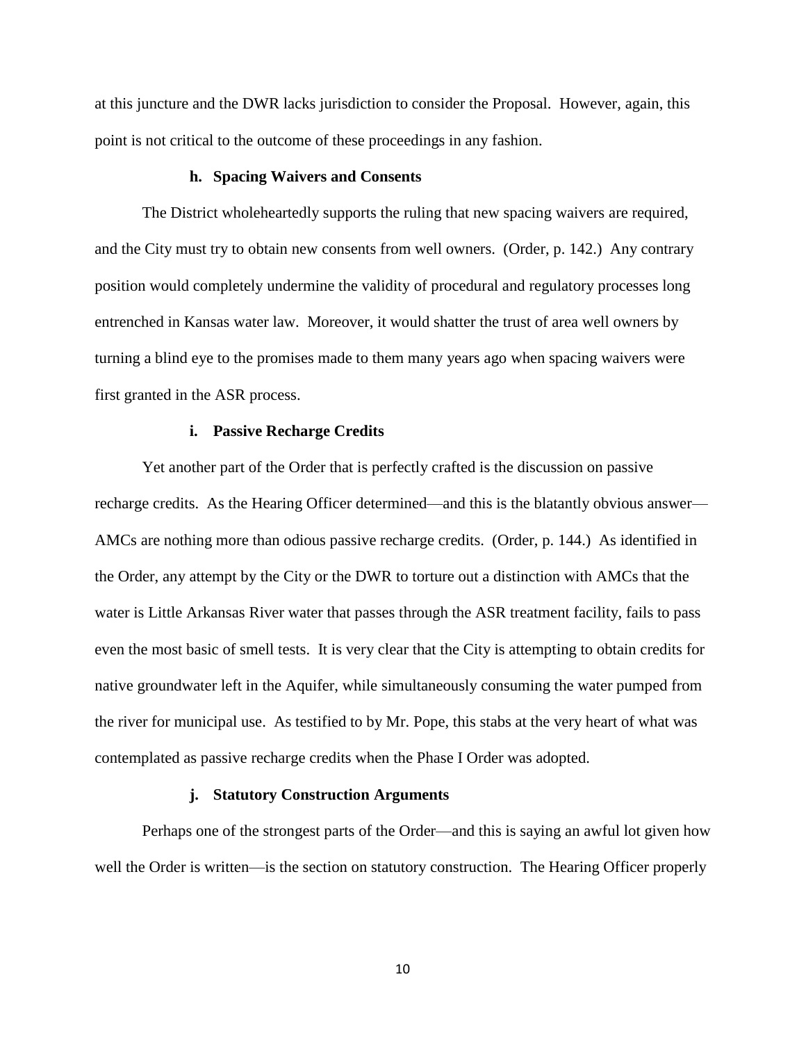at this juncture and the DWR lacks jurisdiction to consider the Proposal. However, again, this point is not critical to the outcome of these proceedings in any fashion.

**h. Spacing Waivers and Consents**

The District wholeheartedly supports the ruling that new spacing waivers are required, and the City must try to obtain new consents from well owners. (Order, p. 142.) Any contrary position would completely undermine the validity of procedural and regulatory processes long entrenched in Kansas water law. Moreover, it would shatter the trust of area well owners by turning a blind eye to the promises made to them many years ago when spacing waivers were first granted in the ASR process.

**i. Passive Recharge Credits**

Yet another part of the Order that is perfectly crafted is the discussion on passive recharge credits. As the Hearing Officer determined—and this is the blatantly obvious answer—AMCs are nothing more than odious passive recharge credits. (Order, p. 144.) As identified in the Order, any attempt by the City or the DWR to torture out a distinction with AMCs that the water is Little Arkansas River water that passes through the ASR treatment facility, fails to pass even the most basic of smell tests. It is very clear that the City is attempting to obtain credits for native groundwater left in the Aquifer, while simultaneously consuming the water pumped from the river for municipal use. As testified to by Mr. Pope, this stabs at the very heart of what was contemplated as passive recharge credits when the Phase I Order was adopted.

**j. Statutory Construction Arguments**

Perhaps one of the strongest parts of the Order—and this is saying an awful lot given how well the Order is written—is the section on statutory construction. The Hearing Officer properly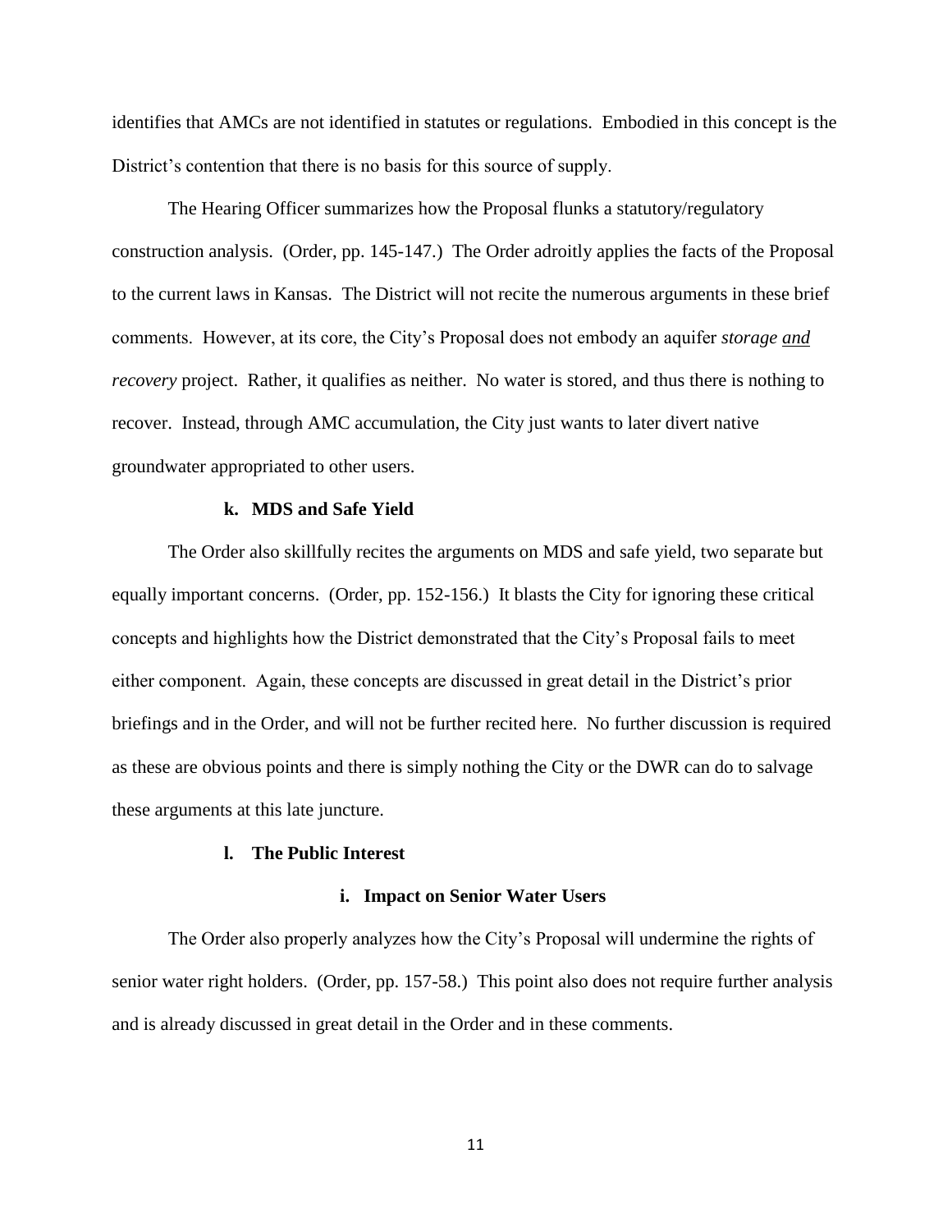identifies that AMCs are not identified in statutes or regulations. Embodied in this concept is the District's contention that there is no basis for this source of supply.

The Hearing Officer summarizes how the Proposal flunks a statutory/regulatory construction analysis. (Order, pp. 145-147.) The Order adroitly applies the facts of the Proposal to the current laws in Kansas. The District will not recite the numerous arguments in these brief comments. However, at its core, the City's Proposal does not embody an aquifer *storage <u>and</u> recovery* project. Rather, it qualifies as neither. No water is stored, and thus there is nothing to recover. Instead, through AMC accumulation, the City just wants to later divert native groundwater appropriated to other users.

### k. MDS and Safe Yield

The Order also skillfully recites the arguments on MDS and safe yield, two separate but equally important concerns. (Order, pp. 152-156.) It blasts the City for ignoring these critical concepts and highlights how the District demonstrated that the City's Proposal fails to meet either component. Again, these concepts are discussed in great detail in the District's prior briefings and in the Order, and will not be further recited here. No further discussion is required as these are obvious points and there is simply nothing the City or the DWR can do to salvage these arguments at this late juncture.

### l. The Public Interest

#### i. Impact on Senior Water Users

The Order also properly analyzes how the City's Proposal will undermine the rights of senior water right holders. (Order, pp. 157-58.) This point also does not require further analysis and is already discussed in great detail in the Order and in these comments.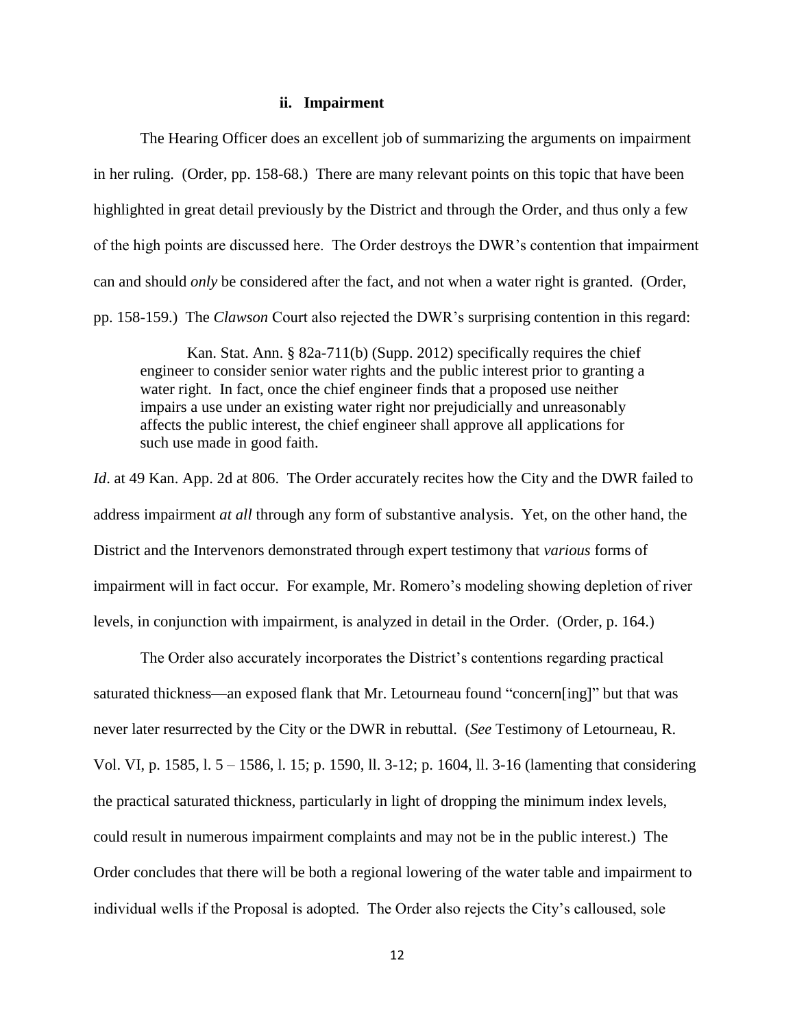### ii. Impairment

The Hearing Officer does an excellent job of summarizing the arguments on impairment in her ruling. (Order, pp. 158-68.) There are many relevant points on this topic that have been highlighted in great detail previously by the District and through the Order, and thus only a few of the high points are discussed here. The Order destroys the DWR's contention that impairment can and should *only* be considered after the fact, and not when a water right is granted. (Order, pp. 158-159.) The *Clawson* Court also rejected the DWR's surprising contention in this regard:

> Kan. Stat. Ann. § 82a-711(b) (Supp. 2012) specifically requires the chief engineer to consider senior water rights and the public interest prior to granting a water right. In fact, once the chief engineer finds that a proposed use neither impairs a use under an existing water right nor prejudicially and unreasonably affects the public interest, the chief engineer shall approve all applications for such use made in good faith.

*Id*. at 49 Kan. App. 2d at 806. The Order accurately recites how the City and the DWR failed to address impairment *at all* through any form of substantive analysis. Yet, on the other hand, the District and the Intervenors demonstrated through expert testimony that *various* forms of impairment will in fact occur. For example, Mr. Romero's modeling showing depletion of river levels, in conjunction with impairment, is analyzed in detail in the Order. (Order, p. 164.)

The Order also accurately incorporates the District's contentions regarding practical saturated thickness—an exposed flank that Mr. Letourneau found "concern[ing]" but that was never later resurrected by the City or the DWR in rebuttal. (*See* Testimony of Letourneau, R. Vol. VI, p. 1585, l. 5 – 1586, l. 15; p. 1590, ll. 3-12; p. 1604, ll. 3-16 (lamenting that considering the practical saturated thickness, particularly in light of dropping the minimum index levels, could result in numerous impairment complaints and may not be in the public interest.) The Order concludes that there will be both a regional lowering of the water table and impairment to individual wells if the Proposal is adopted. The Order also rejects the City's calloused, sole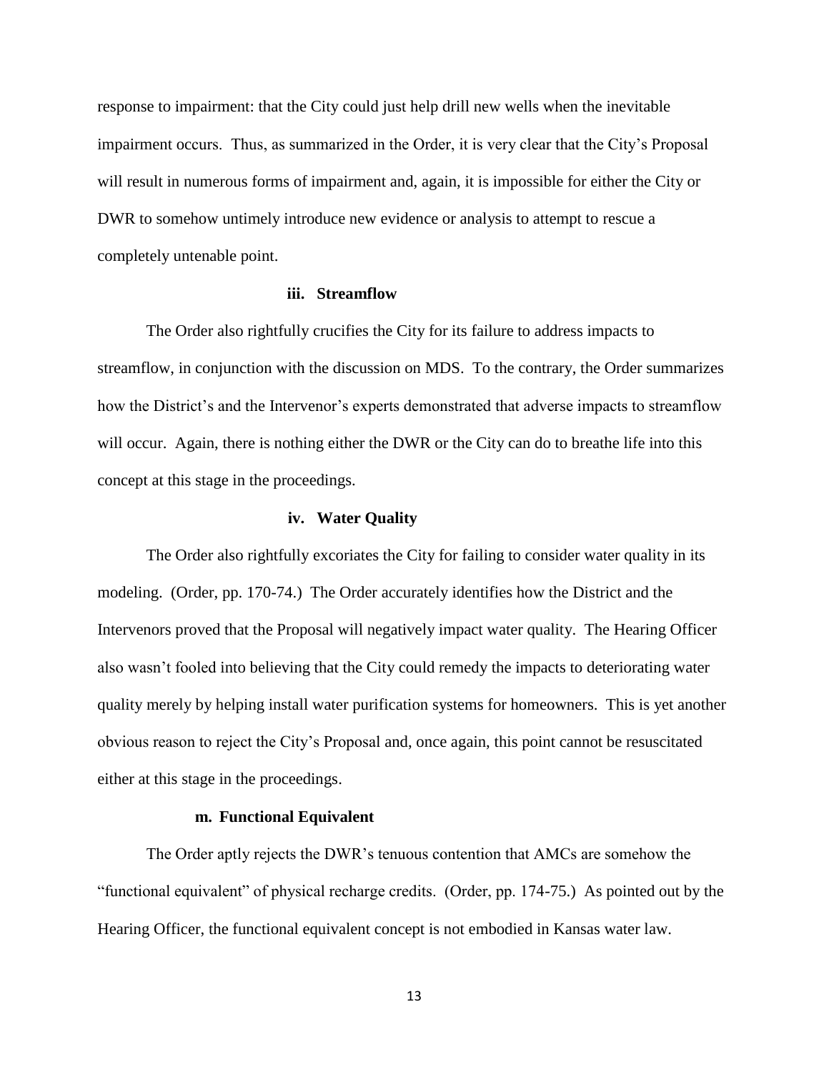response to impairment: that the City could just help drill new wells when the inevitable impairment occurs. Thus, as summarized in the Order, it is very clear that the City's Proposal will result in numerous forms of impairment and, again, it is impossible for either the City or DWR to somehow untimely introduce new evidence or analysis to attempt to rescue a completely untenable point.

#### iii. Streamflow

The Order also rightfully crucifies the City for its failure to address impacts to streamflow, in conjunction with the discussion on MDS. To the contrary, the Order summarizes how the District's and the Intervenor's experts demonstrated that adverse impacts to streamflow will occur. Again, there is nothing either the DWR or the City can do to breathe life into this concept at this stage in the proceedings.

#### iv. Water Quality

The Order also rightfully excoriates the City for failing to consider water quality in its modeling. (Order, pp. 170-74.) The Order accurately identifies how the District and the Intervenors proved that the Proposal will negatively impact water quality. The Hearing Officer also wasn't fooled into believing that the City could remedy the impacts to deteriorating water quality merely by helping install water purification systems for homeowners. This is yet another obvious reason to reject the City's Proposal and, once again, this point cannot be resuscitated either at this stage in the proceedings.

### m. Functional Equivalent

The Order aptly rejects the DWR's tenuous contention that AMCs are somehow the "functional equivalent" of physical recharge credits. (Order, pp. 174-75.) As pointed out by the Hearing Officer, the functional equivalent concept is not embodied in Kansas water law.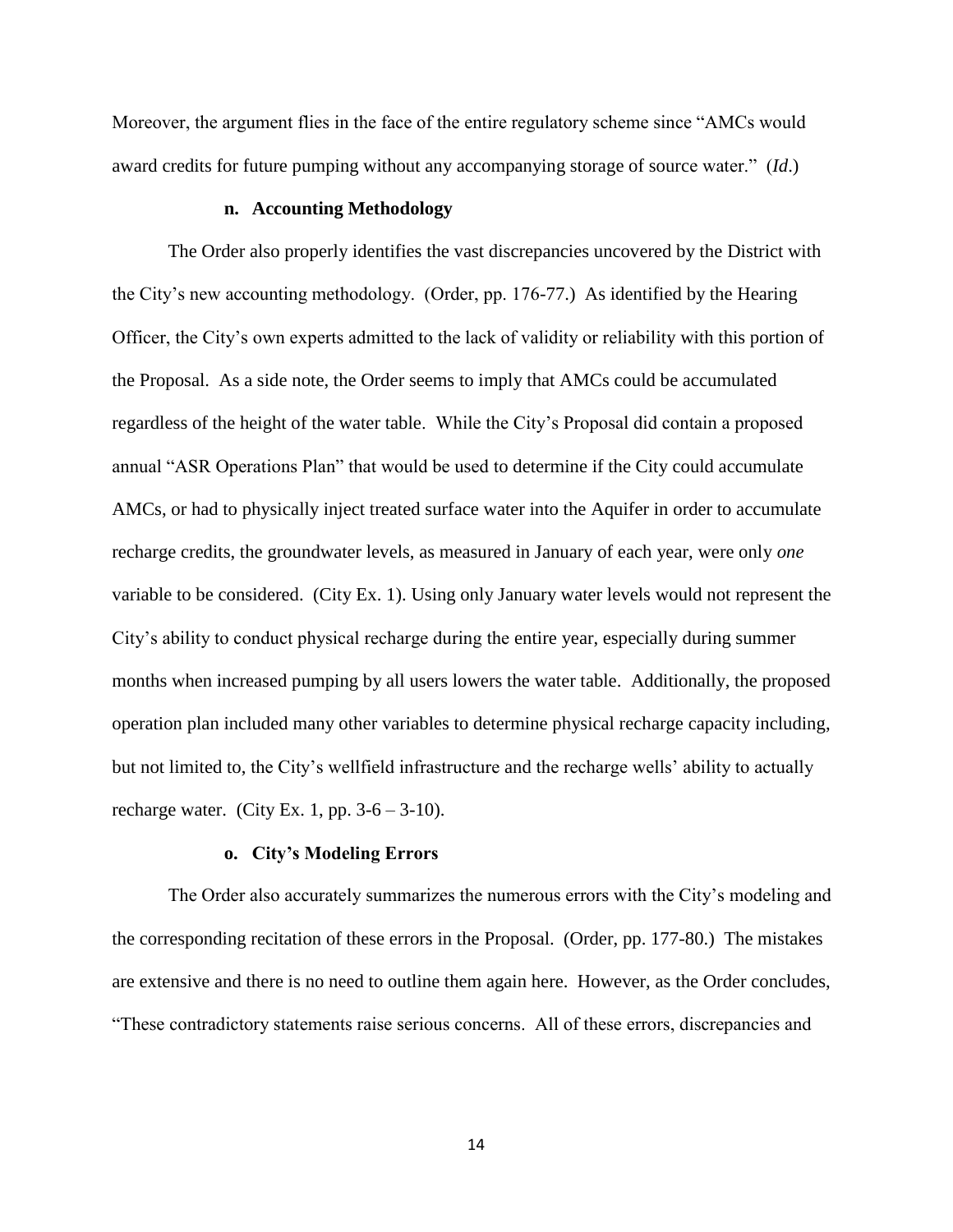Moreover, the argument flies in the face of the entire regulatory scheme since "AMCs would award credits for future pumping without any accompanying storage of source water." (*Id*.)

#### n. Accounting Methodology

The Order also properly identifies the vast discrepancies uncovered by the District with the City's new accounting methodology. (Order, pp. 176-77.) As identified by the Hearing Officer, the City's own experts admitted to the lack of validity or reliability with this portion of the Proposal. As a side note, the Order seems to imply that AMCs could be accumulated regardless of the height of the water table. While the City's Proposal did contain a proposed annual "ASR Operations Plan" that would be used to determine if the City could accumulate AMCs, or had to physically inject treated surface water into the Aquifer in order to accumulate recharge credits, the groundwater levels, as measured in January of each year, were only *one* variable to be considered. (City Ex. 1). Using only January water levels would not represent the City's ability to conduct physical recharge during the entire year, especially during summer months when increased pumping by all users lowers the water table. Additionally, the proposed operation plan included many other variables to determine physical recharge capacity including, but not limited to, the City's wellfield infrastructure and the recharge wells' ability to actually recharge water. (City Ex. 1, pp. 3-6 – 3-10).

#### o. City's Modeling Errors

The Order also accurately summarizes the numerous errors with the City's modeling and the corresponding recitation of these errors in the Proposal. (Order, pp. 177-80.) The mistakes are extensive and there is no need to outline them again here. However, as the Order concludes, "These contradictory statements raise serious concerns. All of these errors, discrepancies and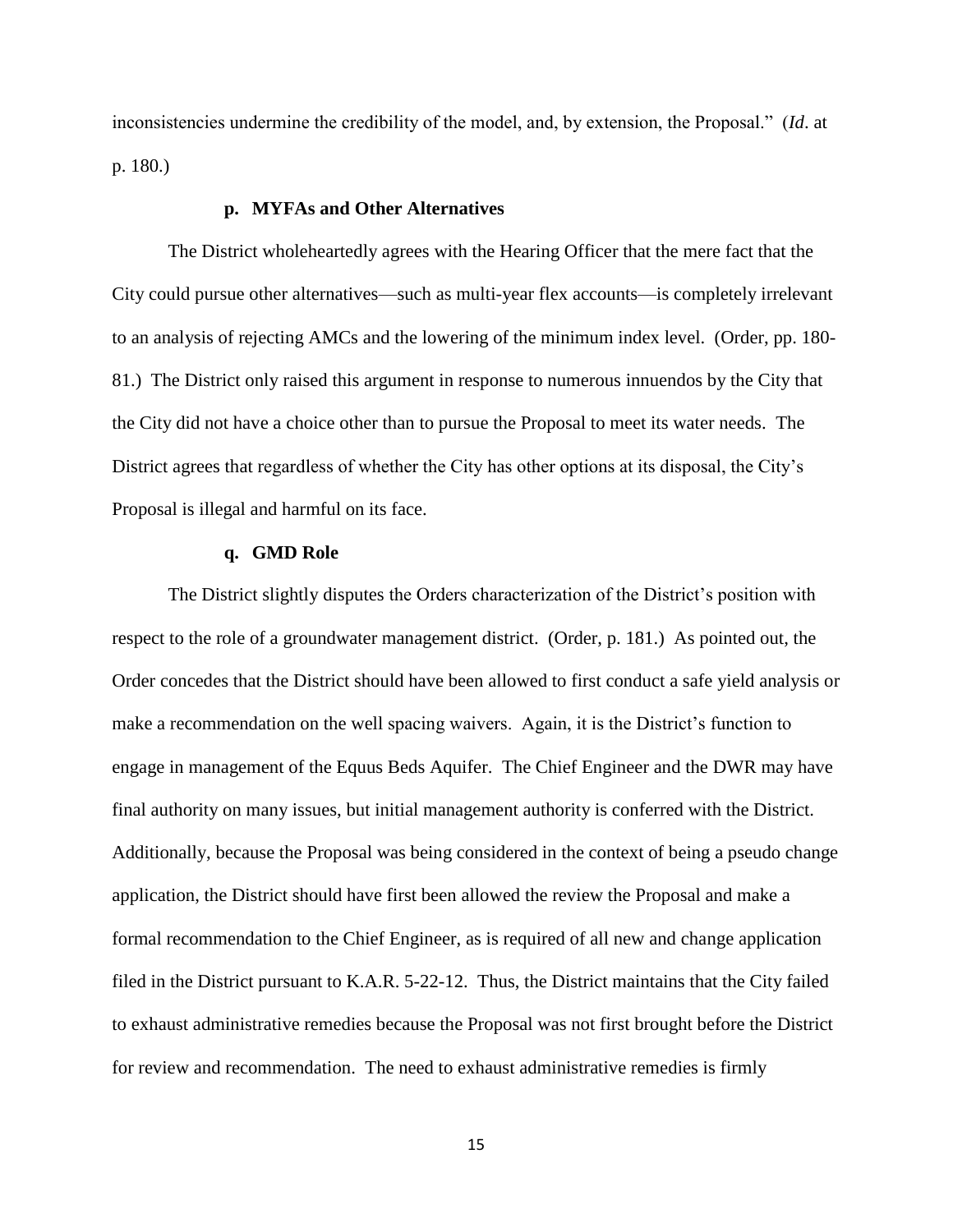inconsistencies undermine the credibility of the model, and, by extension, the Proposal." (*Id*. at p. 180.)

#### p. MYFAs and Other Alternatives

The District wholeheartedly agrees with the Hearing Officer that the mere fact that the City could pursue other alternatives—such as multi-year flex accounts—is completely irrelevant to an analysis of rejecting AMCs and the lowering of the minimum index level. (Order, pp. 180-81.) The District only raised this argument in response to numerous innuendos by the City that the City did not have a choice other than to pursue the Proposal to meet its water needs. The District agrees that regardless of whether the City has other options at its disposal, the City's Proposal is illegal and harmful on its face.

#### q. GMD Role

The District slightly disputes the Orders characterization of the District's position with respect to the role of a groundwater management district. (Order, p. 181.) As pointed out, the Order concedes that the District should have been allowed to first conduct a safe yield analysis or make a recommendation on the well spacing waivers. Again, it is the District's function to engage in management of the Equus Beds Aquifer. The Chief Engineer and the DWR may have final authority on many issues, but initial management authority is conferred with the District. Additionally, because the Proposal was being considered in the context of being a pseudo change application, the District should have first been allowed the review the Proposal and make a formal recommendation to the Chief Engineer, as is required of all new and change application filed in the District pursuant to K.A.R. 5-22-12. Thus, the District maintains that the City failed to exhaust administrative remedies because the Proposal was not first brought before the District for review and recommendation. The need to exhaust administrative remedies is firmly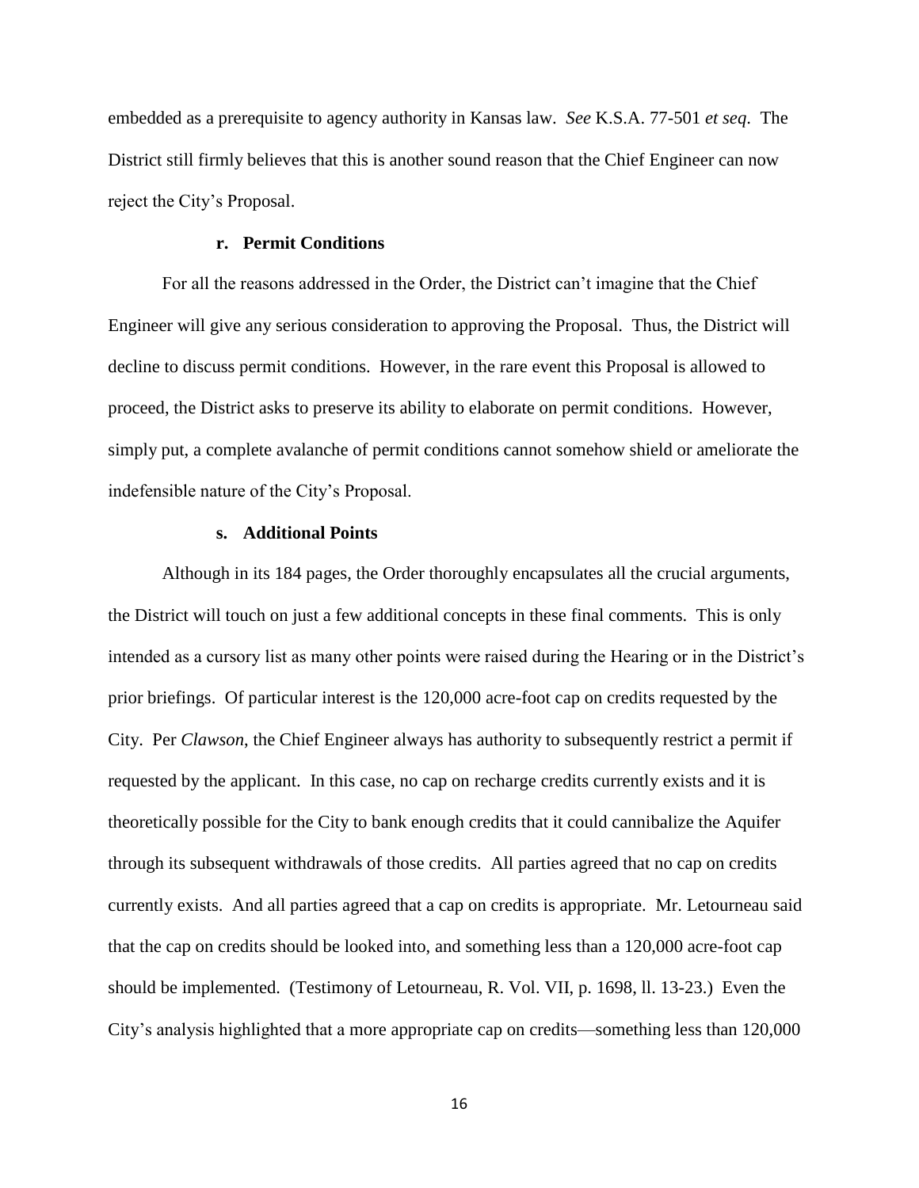embedded as a prerequisite to agency authority in Kansas law. *See* K.S.A. 77-501 *et seq*. The District still firmly believes that this is another sound reason that the Chief Engineer can now reject the City's Proposal.

**r. Permit Conditions**

For all the reasons addressed in the Order, the District can't imagine that the Chief Engineer will give any serious consideration to approving the Proposal. Thus, the District will decline to discuss permit conditions. However, in the rare event this Proposal is allowed to proceed, the District asks to preserve its ability to elaborate on permit conditions. However, simply put, a complete avalanche of permit conditions cannot somehow shield or ameliorate the indefensible nature of the City's Proposal.

**s. Additional Points**

Although in its 184 pages, the Order thoroughly encapsulates all the crucial arguments, the District will touch on just a few additional concepts in these final comments. This is only intended as a cursory list as many other points were raised during the Hearing or in the District's prior briefings. Of particular interest is the 120,000 acre-foot cap on credits requested by the City. Per *Clawson*, the Chief Engineer always has authority to subsequently restrict a permit if requested by the applicant. In this case, no cap on recharge credits currently exists and it is theoretically possible for the City to bank enough credits that it could cannibalize the Aquifer through its subsequent withdrawals of those credits. All parties agreed that no cap on credits currently exists. And all parties agreed that a cap on credits is appropriate. Mr. Letourneau said that the cap on credits should be looked into, and something less than a 120,000 acre-foot cap should be implemented. (Testimony of Letourneau, R. Vol. VII, p. 1698, ll. 13-23.) Even the City's analysis highlighted that a more appropriate cap on credits—something less than 120,000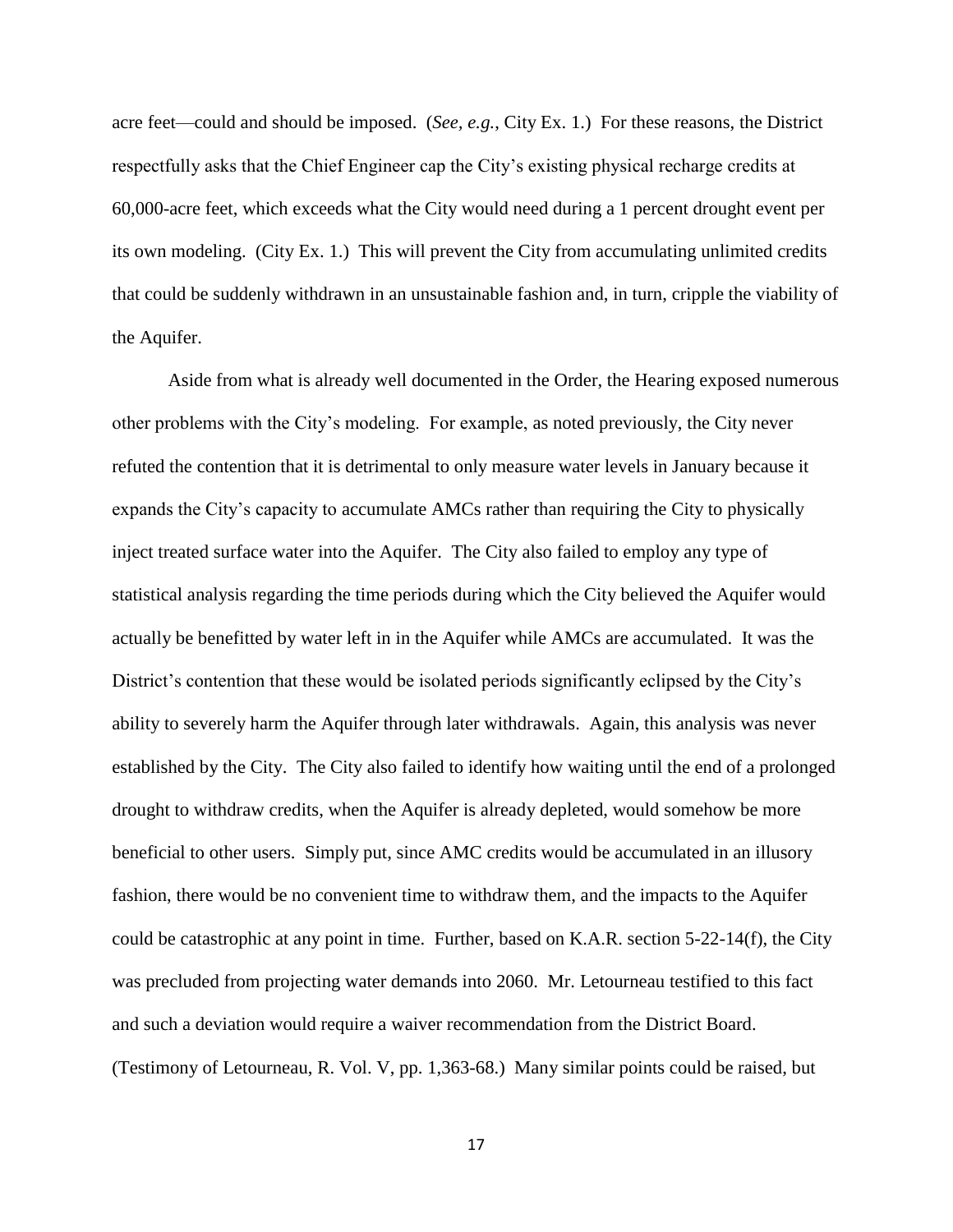acre feet—could and should be imposed. (*See, e.g.*, City Ex. 1.) For these reasons, the District respectfully asks that the Chief Engineer cap the City's existing physical recharge credits at 60,000-acre feet, which exceeds what the City would need during a 1 percent drought event per its own modeling. (City Ex. 1.) This will prevent the City from accumulating unlimited credits that could be suddenly withdrawn in an unsustainable fashion and, in turn, cripple the viability of the Aquifer.

Aside from what is already well documented in the Order, the Hearing exposed numerous other problems with the City's modeling. For example, as noted previously, the City never refuted the contention that it is detrimental to only measure water levels in January because it expands the City's capacity to accumulate AMCs rather than requiring the City to physically inject treated surface water into the Aquifer. The City also failed to employ any type of statistical analysis regarding the time periods during which the City believed the Aquifer would actually be benefitted by water left in in the Aquifer while AMCs are accumulated. It was the District's contention that these would be isolated periods significantly eclipsed by the City's ability to severely harm the Aquifer through later withdrawals. Again, this analysis was never established by the City. The City also failed to identify how waiting until the end of a prolonged drought to withdraw credits, when the Aquifer is already depleted, would somehow be more beneficial to other users. Simply put, since AMC credits would be accumulated in an illusory fashion, there would be no convenient time to withdraw them, and the impacts to the Aquifer could be catastrophic at any point in time. Further, based on K.A.R. section 5-22-14(f), the City was precluded from projecting water demands into 2060. Mr. Letourneau testified to this fact and such a deviation would require a waiver recommendation from the District Board. (Testimony of Letourneau, R. Vol. V, pp. 1,363-68.) Many similar points could be raised, but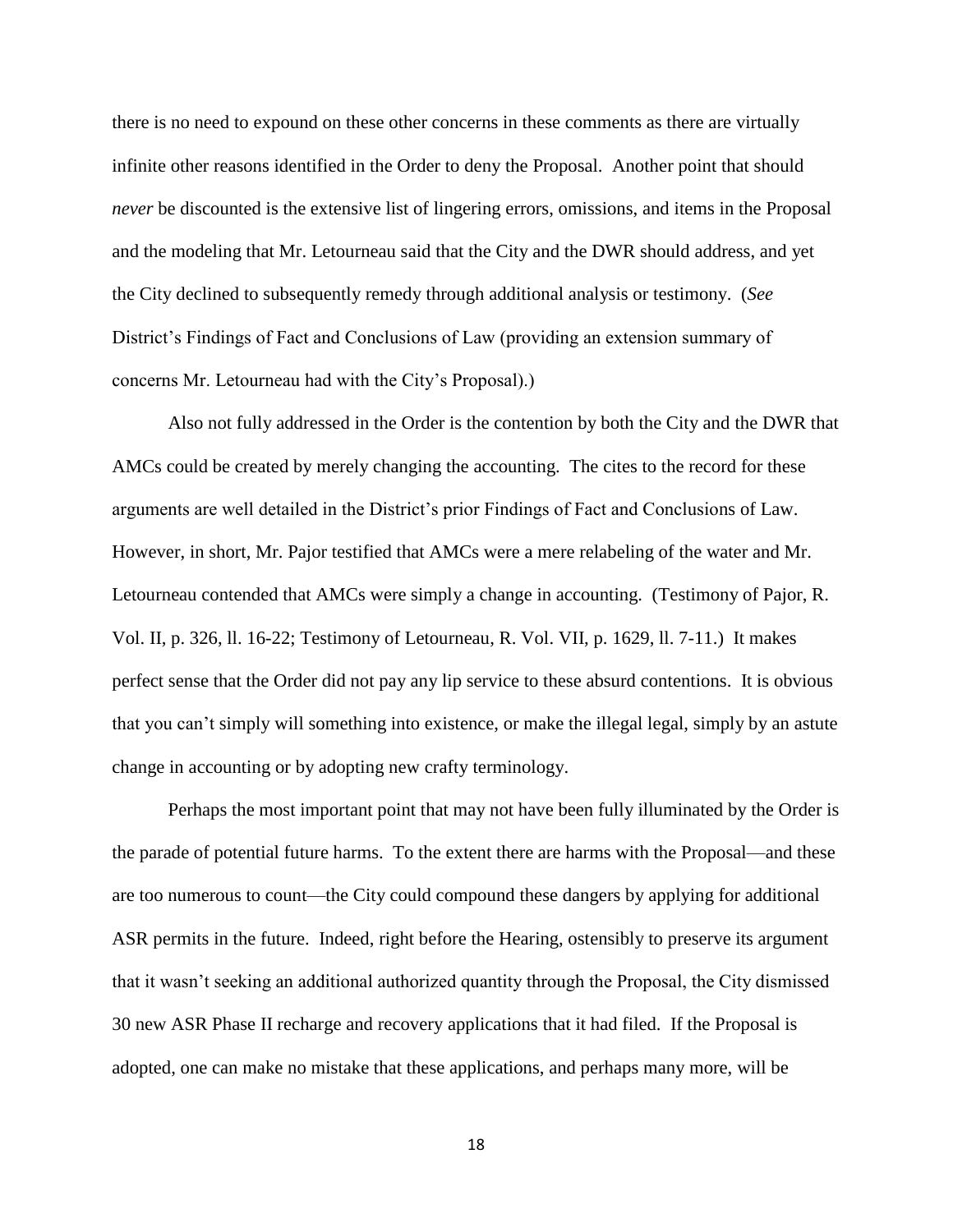there is no need to expound on these other concerns in these comments as there are virtually infinite other reasons identified in the Order to deny the Proposal. Another point that should *never* be discounted is the extensive list of lingering errors, omissions, and items in the Proposal and the modeling that Mr. Letourneau said that the City and the DWR should address, and yet the City declined to subsequently remedy through additional analysis or testimony. (*See* District's Findings of Fact and Conclusions of Law (providing an extension summary of concerns Mr. Letourneau had with the City's Proposal).)

Also not fully addressed in the Order is the contention by both the City and the DWR that AMCs could be created by merely changing the accounting. The cites to the record for these arguments are well detailed in the District's prior Findings of Fact and Conclusions of Law. However, in short, Mr. Pajor testified that AMCs were a mere relabeling of the water and Mr. Letourneau contended that AMCs were simply a change in accounting. (Testimony of Pajor, R. Vol. II, p. 326, ll. 16-22; Testimony of Letourneau, R. Vol. VII, p. 1629, ll. 7-11.) It makes perfect sense that the Order did not pay any lip service to these absurd contentions. It is obvious that you can't simply will something into existence, or make the illegal legal, simply by an astute change in accounting or by adopting new crafty terminology.

Perhaps the most important point that may not have been fully illuminated by the Order is the parade of potential future harms. To the extent there are harms with the Proposal—and these are too numerous to count—the City could compound these dangers by applying for additional ASR permits in the future. Indeed, right before the Hearing, ostensibly to preserve its argument that it wasn't seeking an additional authorized quantity through the Proposal, the City dismissed 30 new ASR Phase II recharge and recovery applications that it had filed. If the Proposal is adopted, one can make no mistake that these applications, and perhaps many more, will be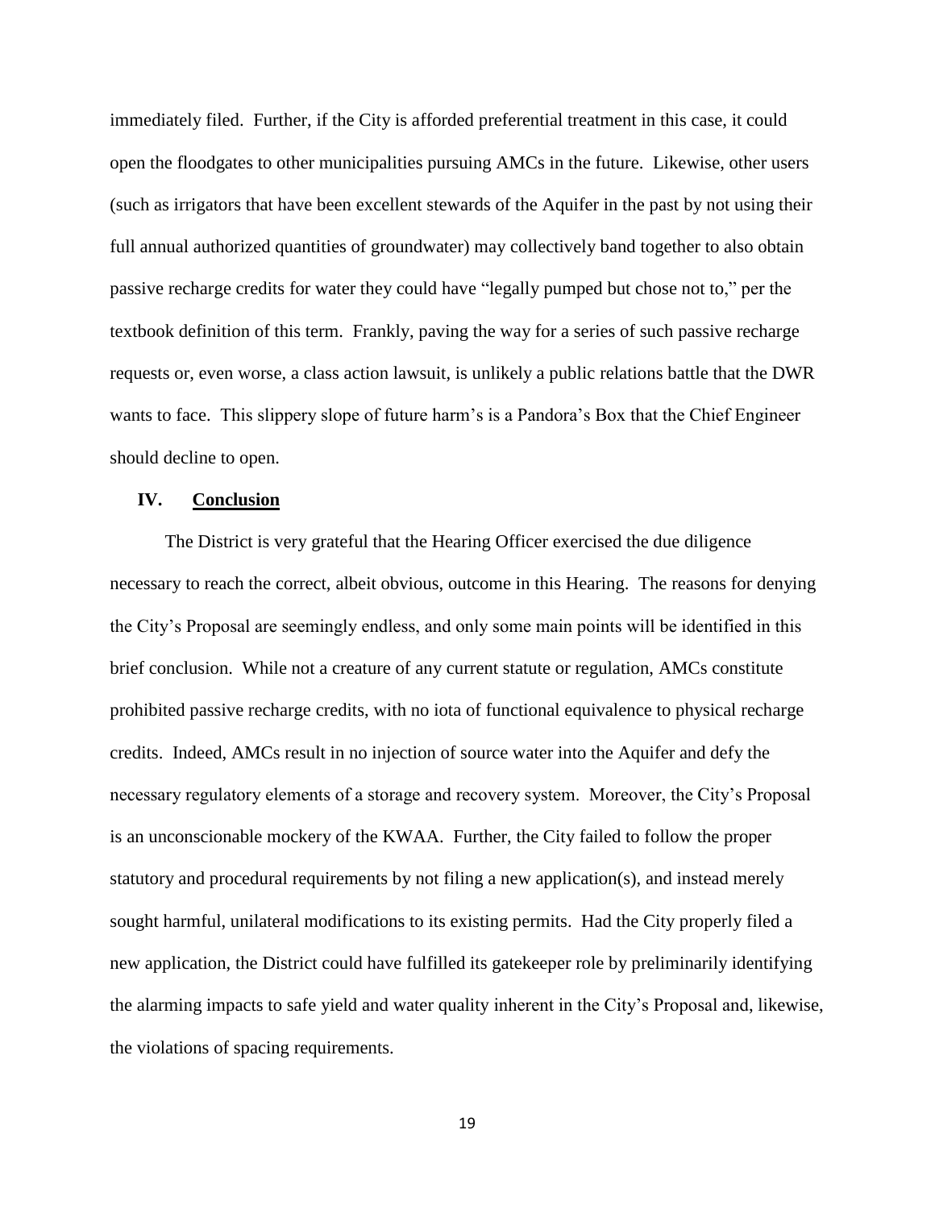immediately filed. Further, if the City is afforded preferential treatment in this case, it could open the floodgates to other municipalities pursuing AMCs in the future. Likewise, other users (such as irrigators that have been excellent stewards of the Aquifer in the past by not using their full annual authorized quantities of groundwater) may collectively band together to also obtain passive recharge credits for water they could have "legally pumped but chose not to," per the textbook definition of this term. Frankly, paving the way for a series of such passive recharge requests or, even worse, a class action lawsuit, is unlikely a public relations battle that the DWR wants to face. This slippery slope of future harm's is a Pandora's Box that the Chief Engineer should decline to open.

## IV. Conclusion

The District is very grateful that the Hearing Officer exercised the due diligence necessary to reach the correct, albeit obvious, outcome in this Hearing. The reasons for denying the City's Proposal are seemingly endless, and only some main points will be identified in this brief conclusion. While not a creature of any current statute or regulation, AMCs constitute prohibited passive recharge credits, with no iota of functional equivalence to physical recharge credits. Indeed, AMCs result in no injection of source water into the Aquifer and defy the necessary regulatory elements of a storage and recovery system. Moreover, the City's Proposal is an unconscionable mockery of the KWAA. Further, the City failed to follow the proper statutory and procedural requirements by not filing a new application(s), and instead merely sought harmful, unilateral modifications to its existing permits. Had the City properly filed a new application, the District could have fulfilled its gatekeeper role by preliminarily identifying the alarming impacts to safe yield and water quality inherent in the City's Proposal and, likewise, the violations of spacing requirements.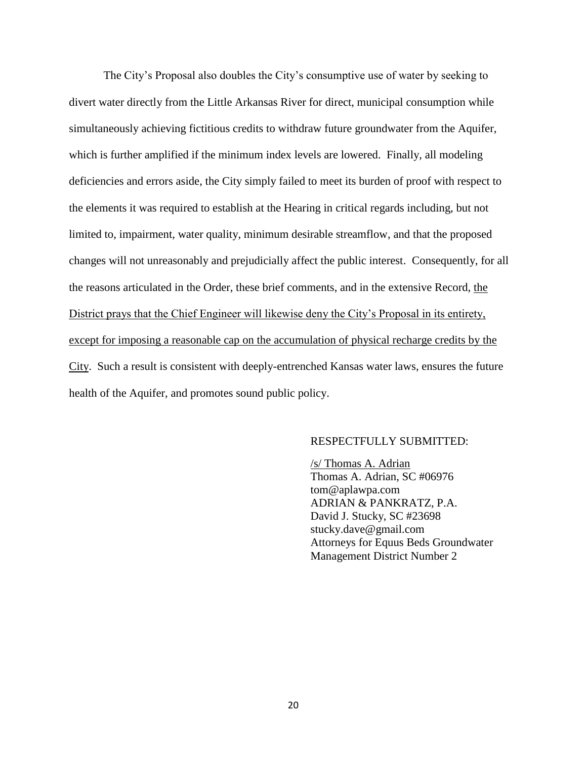The City's Proposal also doubles the City's consumptive use of water by seeking to divert water directly from the Little Arkansas River for direct, municipal consumption while simultaneously achieving fictitious credits to withdraw future groundwater from the Aquifer, which is further amplified if the minimum index levels are lowered. Finally, all modeling deficiencies and errors aside, the City simply failed to meet its burden of proof with respect to the elements it was required to establish at the Hearing in critical regards including, but not limited to, impairment, water quality, minimum desirable streamflow, and that the proposed changes will not unreasonably and prejudicially affect the public interest. Consequently, for all the reasons articulated in the Order, these brief comments, and in the extensive Record, <u>the District prays that the Chief Engineer will likewise deny the City's Proposal in its entirety, except for imposing a reasonable cap on the accumulation of physical recharge credits by the City</u>. Such a result is consistent with deeply-entrenched Kansas water laws, ensures the future health of the Aquifer, and promotes sound public policy.

RESPECTFULLY SUBMITTED:

<u>/s/ Thomas A. Adrian</u>
Thomas A. Adrian, SC #06976
tom@aplawpa.com
ADRIAN & PANKRATZ, P.A.
David J. Stucky, SC #23698
stucky.dave@gmail.com
Attorneys for Equus Beds Groundwater Management District Number 2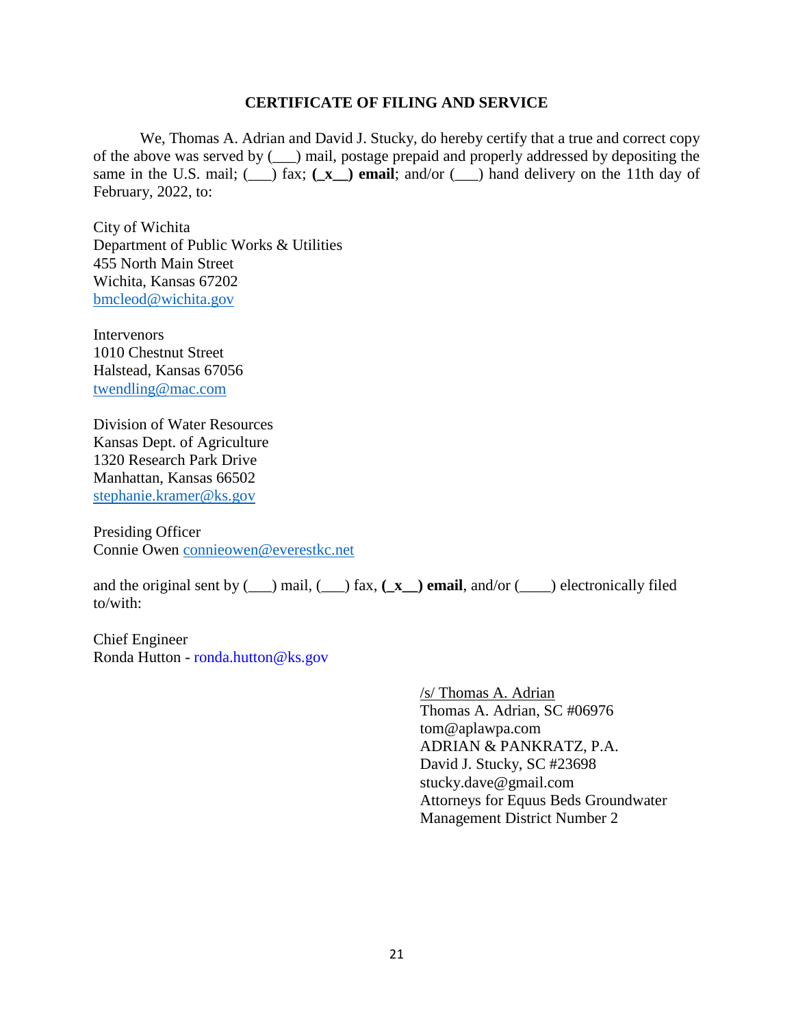## CERTIFICATE OF FILING AND SERVICE

We, Thomas A. Adrian and David J. Stucky, do hereby certify that a true and correct copy of the above was served by (___) mail, postage prepaid and properly addressed by depositing the same in the U.S. mail; (___) fax; **(_x__) email**; and/or (___) hand delivery on the 11th day of February, 2022, to:

City of Wichita
Department of Public Works & Utilities
455 North Main Street
Wichita, Kansas 67202
bmcleod@wichita.gov

Intervenors
1010 Chestnut Street
Halstead, Kansas 67056
twendling@mac.com

Division of Water Resources
Kansas Dept. of Agriculture
1320 Research Park Drive
Manhattan, Kansas 66502
stephanie.kramer@ks.gov

Presiding Officer
Connie Owen connieowen@everestkc.net

and the original sent by (___) mail, (___) fax, **(_x__) email**, and/or (____) electronically filed to/with:

Chief Engineer
Ronda Hutton - ronda.hutton@ks.gov

/s/ Thomas A. Adrian
Thomas A. Adrian, SC #06976
tom@aplawpa.com
ADRIAN & PANKRATZ, P.A.
David J. Stucky, SC #23698
stucky.dave@gmail.com
Attorneys for Equus Beds Groundwater Management District Number 2